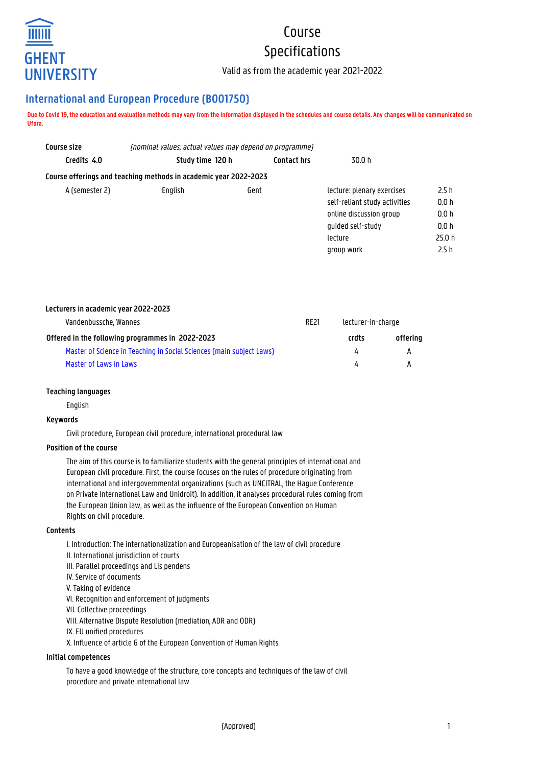GHENT UNIVERSITY

# Course Specifications

Valid as from the academic year 2021-2022

## International and European Procedure (B001750)

**Due to Covid 19, the education and evaluation methods may vary from the information displayed in the schedules and course details. Any changes will be communicated on Ufora.**

| **Course size** | *(nominal values; actual values may depend on programme)* | | |
|---|---|---|---|
| **Credits 4.0** | **Study time 120 h** | **Contact hrs** | 30.0 h |

**Course offerings and teaching methods in academic year 2022-2023**

| | | | | |
|---|---|---|---|---|
| A (semester 2) | English | Gent | lecture: plenary exercises | 2.5 h |
| | | | self-reliant study activities | 0.0 h |
| | | | online discussion group | 0.0 h |
| | | | guided self-study | 0.0 h |
| | | | lecture | 25.0 h |
| | | | group work | 2.5 h |

**Lecturers in academic year 2022-2023**

| | | |
|---|---|---|
| Vandenbussche, Wannes | RE21 | lecturer-in-charge |

**Offered in the following programmes in 2022-2023**

| | crdts | offering |
|---|---|---|
| Master of Science in Teaching in Social Sciences (main subject Laws) | 4 | A |
| Master of Laws in Laws | 4 | A |

### Teaching languages

English

### Keywords

Civil procedure, European civil procedure, international procedural law

### Position of the course

The aim of this course is to familiarize students with the general principles of international and European civil procedure. First, the course focuses on the rules of procedure originating from international and intergovernmental organizations (such as UNCITRAL, the Hague Conference on Private International Law and Unidroit). In addition, it analyses procedural rules coming from the European Union law, as well as the influence of the European Convention on Human Rights on civil procedure.

### Contents

I. Introduction: The internationalization and Europeanisation of the law of civil procedure
II. International jurisdiction of courts
III. Parallel proceedings and Lis pendens
IV. Service of documents
V. Taking of evidence
VI. Recognition and enforcement of judgments
VII. Collective proceedings
VIII. Alternative Dispute Resolution (mediation, ADR and ODR)
IX. EU unified procedures
X. Influence of article 6 of the European Convention of Human Rights

### Initial competences

To have a good knowledge of the structure, core concepts and techniques of the law of civil procedure and private international law.

(Approved)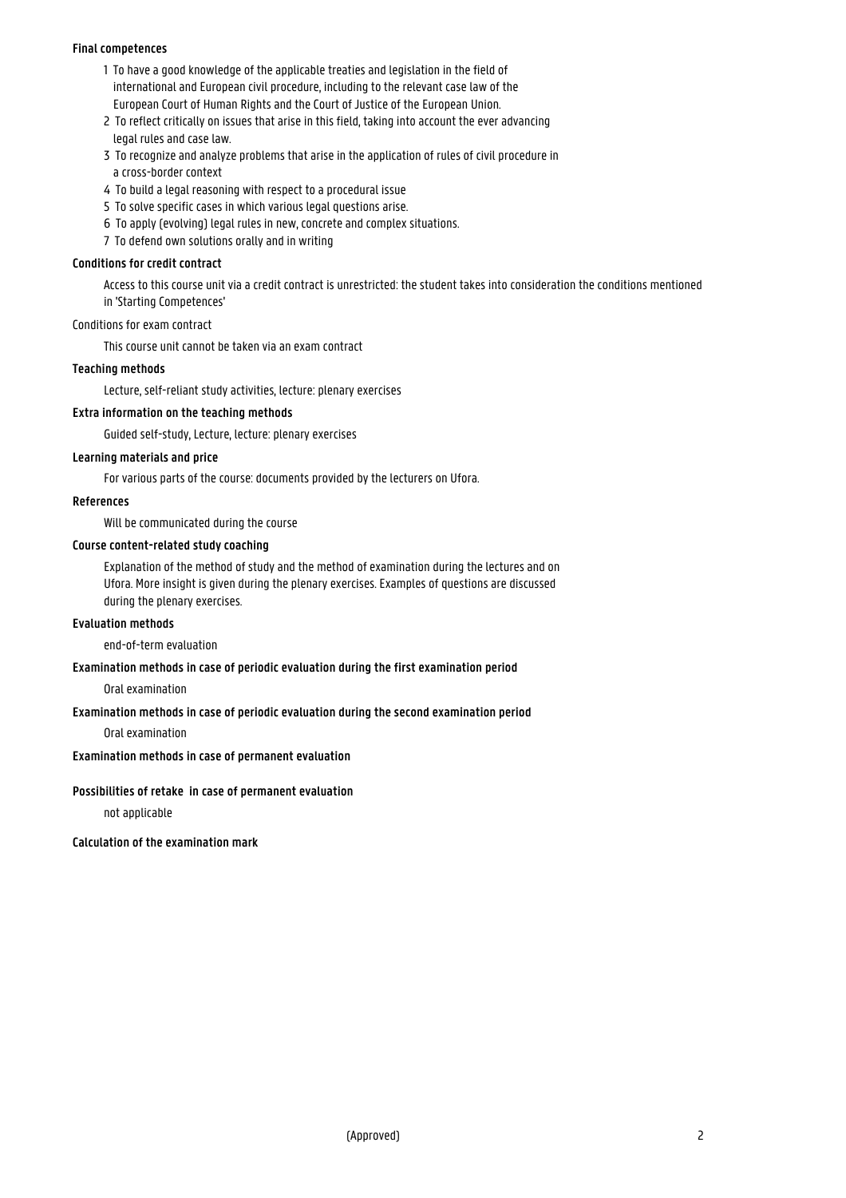#### Final competences

1. To have a good knowledge of the applicable treaties and legislation in the field of international and European civil procedure, including to the relevant case law of the European Court of Human Rights and the Court of Justice of the European Union.
2. To reflect critically on issues that arise in this field, taking into account the ever advancing legal rules and case law.
3. To recognize and analyze problems that arise in the application of rules of civil procedure in a cross-border context
4. To build a legal reasoning with respect to a procedural issue
5. To solve specific cases in which various legal questions arise.
6. To apply (evolving) legal rules in new, concrete and complex situations.
7. To defend own solutions orally and in writing

#### Conditions for credit contract

Access to this course unit via a credit contract is unrestricted: the student takes into consideration the conditions mentioned in 'Starting Competences'

Conditions for exam contract

This course unit cannot be taken via an exam contract

#### Teaching methods

Lecture, self-reliant study activities, lecture: plenary exercises

#### Extra information on the teaching methods

Guided self-study, Lecture, lecture: plenary exercises

#### Learning materials and price

For various parts of the course: documents provided by the lecturers on Ufora.

#### References

Will be communicated during the course

#### Course content-related study coaching

Explanation of the method of study and the method of examination during the lectures and on Ufora. More insight is given during the plenary exercises. Examples of questions are discussed during the plenary exercises.

#### Evaluation methods

end-of-term evaluation

#### Examination methods in case of periodic evaluation during the first examination period

Oral examination

#### Examination methods in case of periodic evaluation during the second examination period

Oral examination

#### Examination methods in case of permanent evaluation

#### Possibilities of retake in case of permanent evaluation

not applicable

#### Calculation of the examination mark